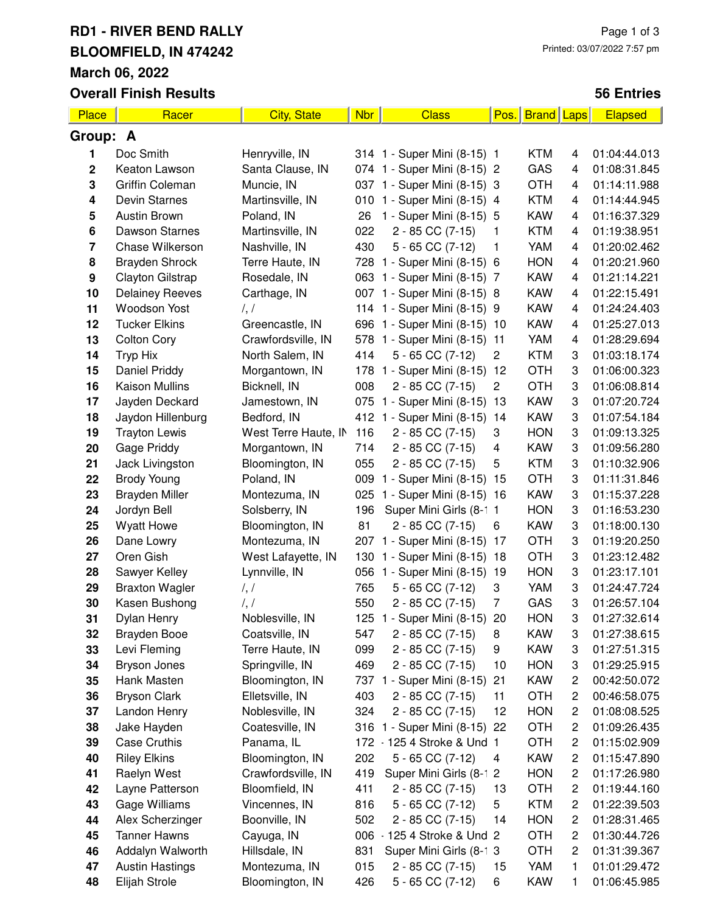# RD1 - RIVER BEND RALLY

## BLOOMFIELD, IN 474242

## March 06, 2022

## Overall Finish Results

Printed: 03/07/2022 7:57 pm

**56 Entries**

| Place | Racer | City, State | Nbr | Class | Pos. | Brand | Laps | Elapsed |
|---|---|---|---|---|---|---|---|---|
| **Group: A** | | | | | | | | |
| 1 | Doc Smith | Henryville, IN | 314 | 1 - Super Mini (8-15) | 1 | KTM | 4 | 01:04:44.013 |
| 2 | Keaton Lawson | Santa Clause, IN | 074 | 1 - Super Mini (8-15) | 2 | GAS | 4 | 01:08:31.845 |
| 3 | Griffin Coleman | Muncie, IN | 037 | 1 - Super Mini (8-15) | 3 | OTH | 4 | 01:14:11.988 |
| 4 | Devin Starnes | Martinsville, IN | 010 | 1 - Super Mini (8-15) | 4 | KTM | 4 | 01:14:44.945 |
| 5 | Austin Brown | Poland, IN | 26 | 1 - Super Mini (8-15) | 5 | KAW | 4 | 01:16:37.329 |
| 6 | Dawson Starnes | Martinsville, IN | 022 | 2 - 85 CC (7-15) | 1 | KTM | 4 | 01:19:38.951 |
| 7 | Chase Wilkerson | Nashville, IN | 430 | 5 - 65 CC (7-12) | 1 | YAM | 4 | 01:20:02.462 |
| 8 | Brayden Shrock | Terre Haute, IN | 728 | 1 - Super Mini (8-15) | 6 | HON | 4 | 01:20:21.960 |
| 9 | Clayton Gilstrap | Rosedale, IN | 063 | 1 - Super Mini (8-15) | 7 | KAW | 4 | 01:21:14.221 |
| 10 | Delainey Reeves | Carthage, IN | 007 | 1 - Super Mini (8-15) | 8 | KAW | 4 | 01:22:15.491 |
| 11 | Woodson Yost | /, / | 114 | 1 - Super Mini (8-15) | 9 | KAW | 4 | 01:24:24.403 |
| 12 | Tucker Elkins | Greencastle, IN | 696 | 1 - Super Mini (8-15) | 10 | KAW | 4 | 01:25:27.013 |
| 13 | Colton Cory | Crawfordsville, IN | 578 | 1 - Super Mini (8-15) | 11 | YAM | 4 | 01:28:29.694 |
| 14 | Tryp Hix | North Salem, IN | 414 | 5 - 65 CC (7-12) | 2 | KTM | 3 | 01:03:18.174 |
| 15 | Daniel Priddy | Morgantown, IN | 178 | 1 - Super Mini (8-15) | 12 | OTH | 3 | 01:06:00.323 |
| 16 | Kaison Mullins | Bicknell, IN | 008 | 2 - 85 CC (7-15) | 2 | OTH | 3 | 01:06:08.814 |
| 17 | Jayden Deckard | Jamestown, IN | 075 | 1 - Super Mini (8-15) | 13 | KAW | 3 | 01:07:20.724 |
| 18 | Jaydon Hillenburg | Bedford, IN | 412 | 1 - Super Mini (8-15) | 14 | KAW | 3 | 01:07:54.184 |
| 19 | Trayton Lewis | West Terre Haute, IN | 116 | 2 - 85 CC (7-15) | 3 | HON | 3 | 01:09:13.325 |
| 20 | Gage Priddy | Morgantown, IN | 714 | 2 - 85 CC (7-15) | 4 | KAW | 3 | 01:09:56.280 |
| 21 | Jack Livingston | Bloomington, IN | 055 | 2 - 85 CC (7-15) | 5 | KTM | 3 | 01:10:32.906 |
| 22 | Brody Young | Poland, IN | 009 | 1 - Super Mini (8-15) | 15 | OTH | 3 | 01:11:31.846 |
| 23 | Brayden Miller | Montezuma, IN | 025 | 1 - Super Mini (8-15) | 16 | KAW | 3 | 01:15:37.228 |
| 24 | Jordyn Bell | Solsberry, IN | 196 | Super Mini Girls (8-1 | 1 | HON | 3 | 01:16:53.230 |
| 25 | Wyatt Howe | Bloomington, IN | 81 | 2 - 85 CC (7-15) | 6 | KAW | 3 | 01:18:00.130 |
| 26 | Dane Lowry | Montezuma, IN | 207 | 1 - Super Mini (8-15) | 17 | OTH | 3 | 01:19:20.250 |
| 27 | Oren Gish | West Lafayette, IN | 130 | 1 - Super Mini (8-15) | 18 | OTH | 3 | 01:23:12.482 |
| 28 | Sawyer Kelley | Lynnville, IN | 056 | 1 - Super Mini (8-15) | 19 | HON | 3 | 01:23:17.101 |
| 29 | Braxton Wagler | /, / | 765 | 5 - 65 CC (7-12) | 3 | YAM | 3 | 01:24:47.724 |
| 30 | Kasen Bushong | /, / | 550 | 2 - 85 CC (7-15) | 7 | GAS | 3 | 01:26:57.104 |
| 31 | Dylan Henry | Noblesville, IN | 125 | 1 - Super Mini (8-15) | 20 | HON | 3 | 01:27:32.614 |
| 32 | Brayden Booe | Coatsville, IN | 547 | 2 - 85 CC (7-15) | 8 | KAW | 3 | 01:27:38.615 |
| 33 | Levi Fleming | Terre Haute, IN | 099 | 2 - 85 CC (7-15) | 9 | KAW | 3 | 01:27:51.315 |
| 34 | Bryson Jones | Springville, IN | 469 | 2 - 85 CC (7-15) | 10 | HON | 3 | 01:29:25.915 |
| 35 | Hank Masten | Bloomington, IN | 737 | 1 - Super Mini (8-15) | 21 | KAW | 2 | 00:42:50.072 |
| 36 | Bryson Clark | Elletsville, IN | 403 | 2 - 85 CC (7-15) | 11 | OTH | 2 | 00:46:58.075 |
| 37 | Landon Henry | Noblesville, IN | 324 | 2 - 85 CC (7-15) | 12 | HON | 2 | 01:08:08.525 |
| 38 | Jake Hayden | Coatesville, IN | 316 | 1 - Super Mini (8-15) | 22 | OTH | 2 | 01:09:26.435 |
| 39 | Case Cruthis | Panama, IL | 172 | - 125 4 Stroke & Und | 1 | OTH | 2 | 01:15:02.909 |
| 40 | Riley Elkins | Bloomington, IN | 202 | 5 - 65 CC (7-12) | 4 | KAW | 2 | 01:15:47.890 |
| 41 | Raelyn West | Crawfordsville, IN | 419 | Super Mini Girls (8-1 | 2 | HON | 2 | 01:17:26.980 |
| 42 | Layne Patterson | Bloomfield, IN | 411 | 2 - 85 CC (7-15) | 13 | OTH | 2 | 01:19:44.160 |
| 43 | Gage Williams | Vincennes, IN | 816 | 5 - 65 CC (7-12) | 5 | KTM | 2 | 01:22:39.503 |
| 44 | Alex Scherzinger | Boonville, IN | 502 | 2 - 85 CC (7-15) | 14 | HON | 2 | 01:28:31.465 |
| 45 | Tanner Hawns | Cayuga, IN | 006 | - 125 4 Stroke & Und | 2 | OTH | 2 | 01:30:44.726 |
| 46 | Addalyn Walworth | Hillsdale, IN | 831 | Super Mini Girls (8-1 | 3 | OTH | 2 | 01:31:39.367 |
| 47 | Austin Hastings | Montezuma, IN | 015 | 2 - 85 CC (7-15) | 15 | YAM | 1 | 01:01:29.472 |
| 48 | Elijah Strole | Bloomington, IN | 426 | 5 - 65 CC (7-12) | 6 | KAW | 1 | 01:06:45.985 |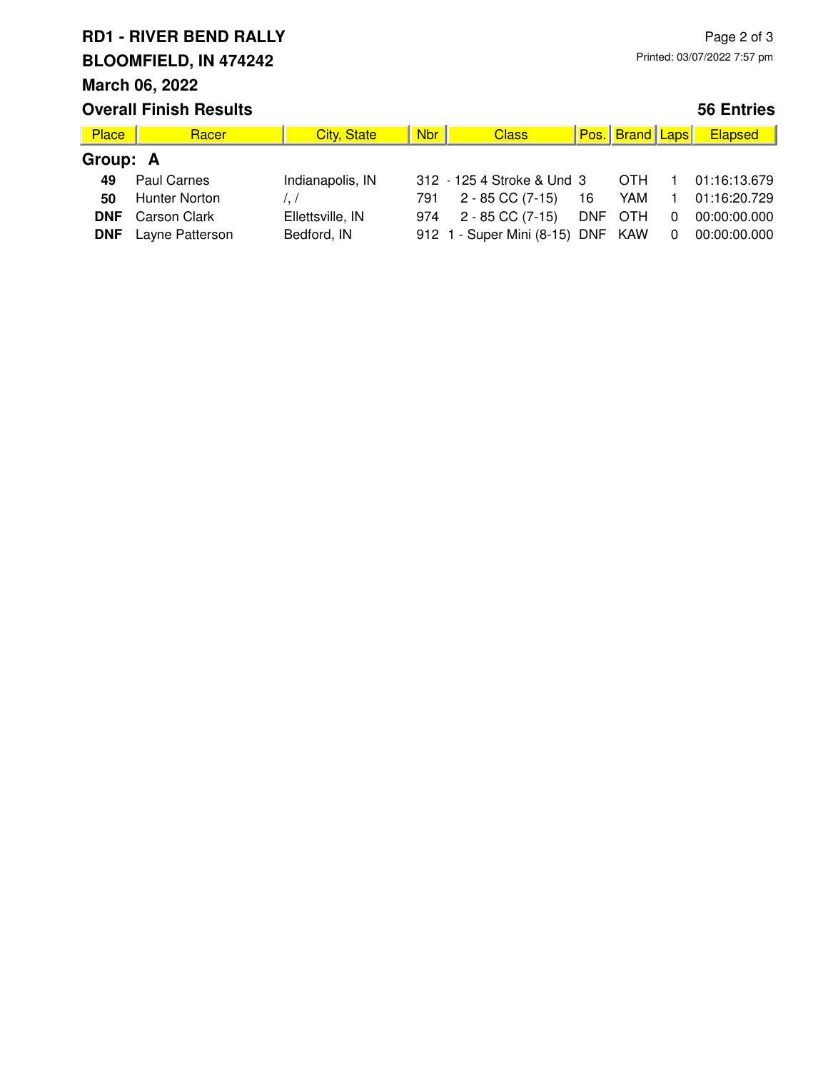# RD1 - RIVER BEND RALLY

**BLOOMFIELD, IN 474242**

**March 06, 2022**

Printed: 03/07/2022 7:57 pm

## Overall Finish Results

**56 Entries**

| Place | Racer | City, State | Nbr | Class | Pos. | Brand | Laps | Elapsed |
|---|---|---|---|---|---|---|---|---|
| **Group: A** | | | | | | | | |
| **49** | Paul Carnes | Indianapolis, IN | 312 | - 125 4 Stroke & Und | 3 | OTH | 1 | 01:16:13.679 |
| **50** | Hunter Norton | /, / | 791 | 2 - 85 CC (7-15) | 16 | YAM | 1 | 01:16:20.729 |
| **DNF** | Carson Clark | Ellettsville, IN | 974 | 2 - 85 CC (7-15) | DNF | OTH | 0 | 00:00:00.000 |
| **DNF** | Layne Patterson | Bedford, IN | 912 | 1 - Super Mini (8-15) | DNF | KAW | 0 | 00:00:00.000 |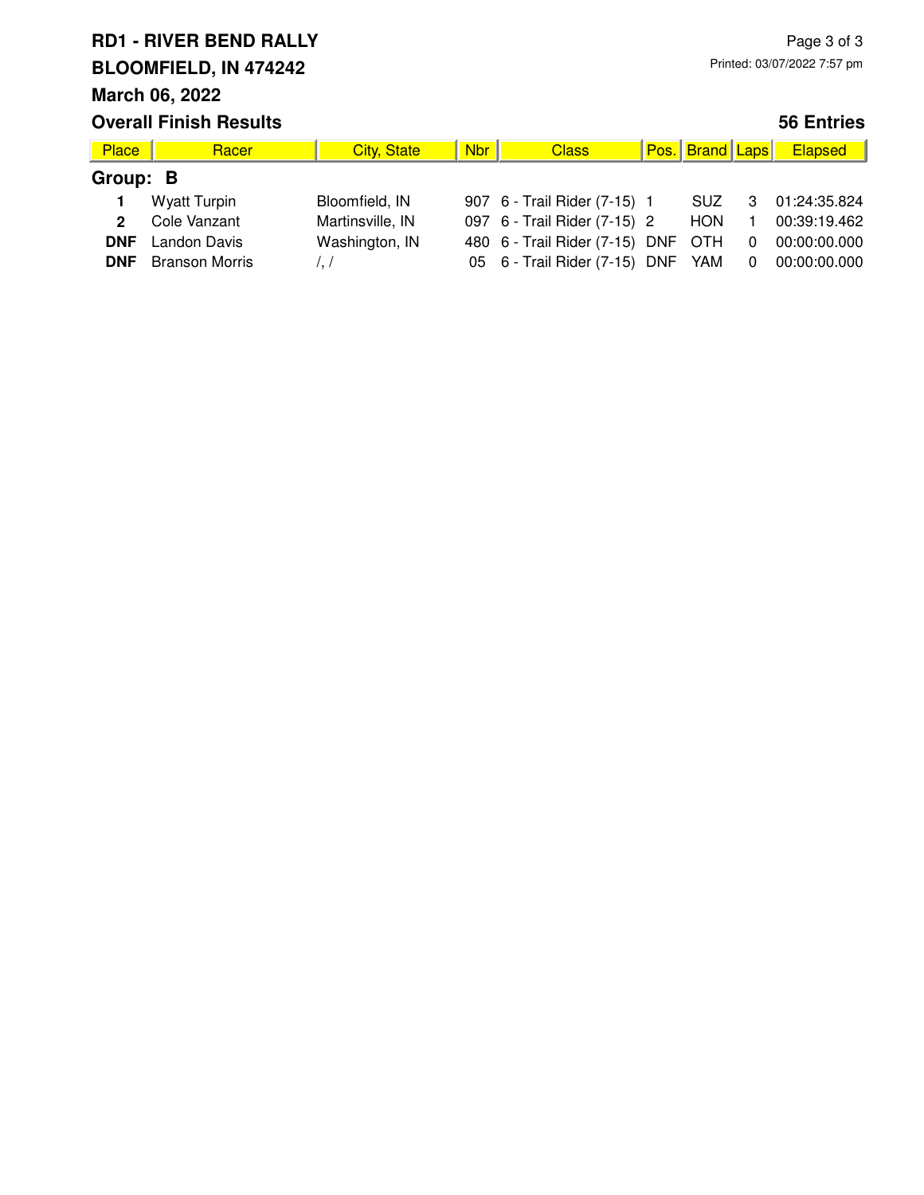# RD1 - RIVER BEND RALLY

## BLOOMFIELD, IN 474242

## March 06, 2022

Printed: 03/07/2022 7:57 pm

## Overall Finish Results

**56 Entries**

| Place | Racer | City, State | Nbr | Class | Pos. | Brand | Laps | Elapsed |
|---|---|---|---|---|---|---|---|---|
| **Group: B** | | | | | | | | |
| **1** | Wyatt Turpin | Bloomfield, IN | 907 | 6 - Trail Rider (7-15) | 1 | SUZ | 3 | 01:24:35.824 |
| **2** | Cole Vanzant | Martinsville, IN | 097 | 6 - Trail Rider (7-15) | 2 | HON | 1 | 00:39:19.462 |
| **DNF** | Landon Davis | Washington, IN | 480 | 6 - Trail Rider (7-15) | DNF | OTH | 0 | 00:00:00.000 |
| **DNF** | Branson Morris | /, / | 05 | 6 - Trail Rider (7-15) | DNF | YAM | 0 | 00:00:00.000 |